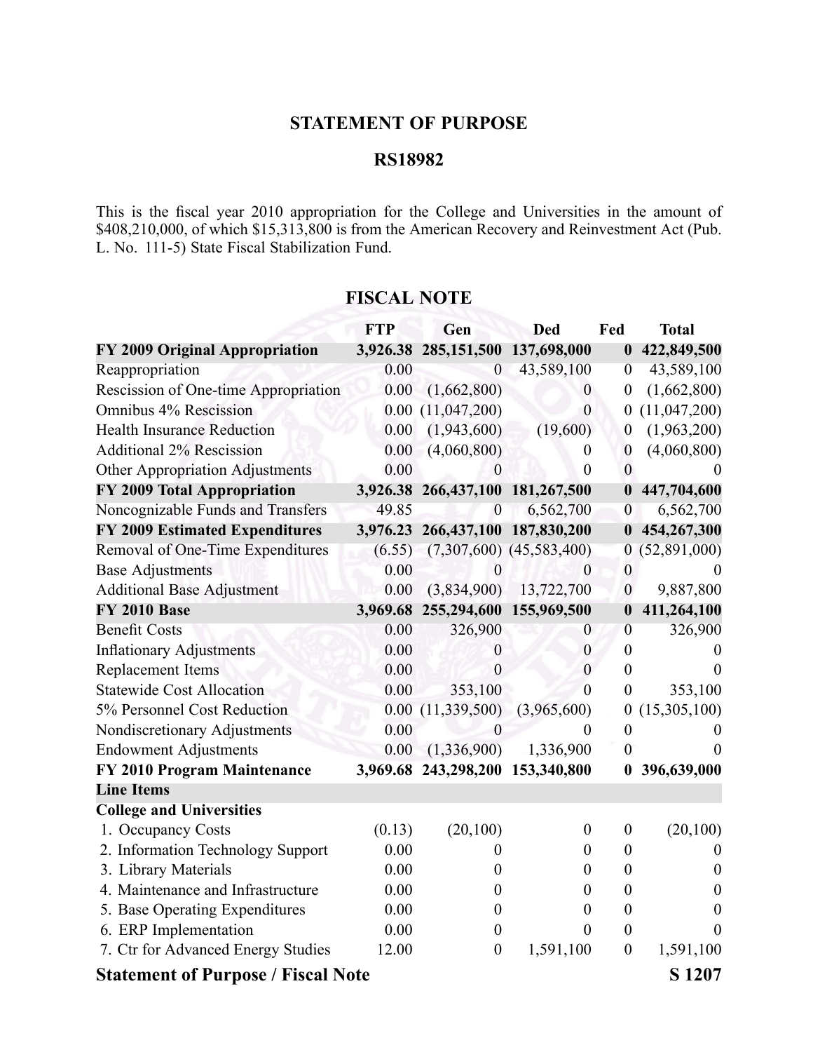## STATEMENT OF PURPOSE

## RS18982

This is the fiscal year 2010 appropriation for the College and Universities in the amount of $408,210,000, of which $15,313,800 is from the American Recovery and Reinvestment Act (Pub. L. No. 111-5) State Fiscal Stabilization Fund.

## FISCAL NOTE

| | FTP | Gen | Ded | Fed | Total |
|---|---|---|---|---|---|
| **FY 2009 Original Appropriation** | **3,926.38** | **285,151,500** | **137,698,000** | **0** | **422,849,500** |
| Reappropriation | 0.00 | 0 | 43,589,100 | 0 | 43,589,100 |
| Rescission of One-time Appropriation | 0.00 | (1,662,800) | 0 | 0 | (1,662,800) |
| Omnibus 4% Rescission | 0.00 | (11,047,200) | 0 | 0 | (11,047,200) |
| Health Insurance Reduction | 0.00 | (1,943,600) | (19,600) | 0 | (1,963,200) |
| Additional 2% Rescission | 0.00 | (4,060,800) | 0 | 0 | (4,060,800) |
| Other Appropriation Adjustments | 0.00 | 0 | 0 | 0 | 0 |
| **FY 2009 Total Appropriation** | **3,926.38** | **266,437,100** | **181,267,500** | **0** | **447,704,600** |
| Noncognizable Funds and Transfers | 49.85 | 0 | 6,562,700 | 0 | 6,562,700 |
| **FY 2009 Estimated Expenditures** | **3,976.23** | **266,437,100** | **187,830,200** | **0** | **454,267,300** |
| Removal of One-Time Expenditures | (6.55) | (7,307,600) | (45,583,400) | 0 | (52,891,000) |
| Base Adjustments | 0.00 | 0 | 0 | 0 | 0 |
| Additional Base Adjustment | 0.00 | (3,834,900) | 13,722,700 | 0 | 9,887,800 |
| **FY 2010 Base** | **3,969.68** | **255,294,600** | **155,969,500** | **0** | **411,264,100** |
| Benefit Costs | 0.00 | 326,900 | 0 | 0 | 326,900 |
| Inflationary Adjustments | 0.00 | 0 | 0 | 0 | 0 |
| Replacement Items | 0.00 | 0 | 0 | 0 | 0 |
| Statewide Cost Allocation | 0.00 | 353,100 | 0 | 0 | 353,100 |
| 5% Personnel Cost Reduction | 0.00 | (11,339,500) | (3,965,600) | 0 | (15,305,100) |
| Nondiscretionary Adjustments | 0.00 | 0 | 0 | 0 | 0 |
| Endowment Adjustments | 0.00 | (1,336,900) | 1,336,900 | 0 | 0 |
| **FY 2010 Program Maintenance** | **3,969.68** | **243,298,200** | **153,340,800** | **0** | **396,639,000** |
| **Line Items** | | | | | |
| **College and Universities** | | | | | |
| 1. Occupancy Costs | (0.13) | (20,100) | 0 | 0 | (20,100) |
| 2. Information Technology Support | 0.00 | 0 | 0 | 0 | 0 |
| 3. Library Materials | 0.00 | 0 | 0 | 0 | 0 |
| 4. Maintenance and Infrastructure | 0.00 | 0 | 0 | 0 | 0 |
| 5. Base Operating Expenditures | 0.00 | 0 | 0 | 0 | 0 |
| 6. ERP Implementation | 0.00 | 0 | 0 | 0 | 0 |
| 7. Ctr for Advanced Energy Studies | 12.00 | 0 | 1,591,100 | 0 | 1,591,100 |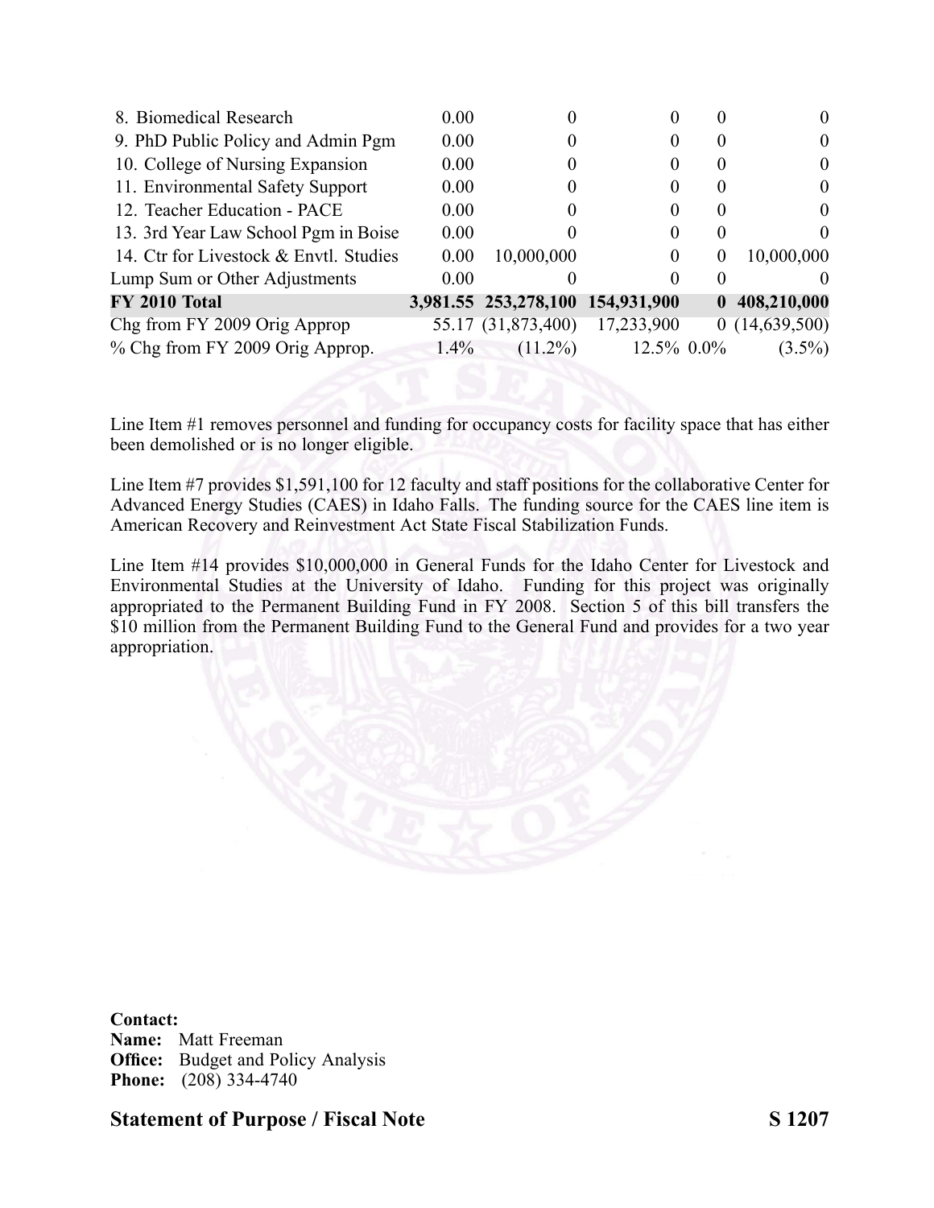| | | | | | |
|---|---|---|---|---|---|
| 8. Biomedical Research | 0.00 | 0 | 0 | 0 | 0 |
| 9. PhD Public Policy and Admin Pgm | 0.00 | 0 | 0 | 0 | 0 |
| 10. College of Nursing Expansion | 0.00 | 0 | 0 | 0 | 0 |
| 11. Environmental Safety Support | 0.00 | 0 | 0 | 0 | 0 |
| 12. Teacher Education - PACE | 0.00 | 0 | 0 | 0 | 0 |
| 13. 3rd Year Law School Pgm in Boise | 0.00 | 0 | 0 | 0 | 0 |
| 14. Ctr for Livestock & Envtl. Studies | 0.00 | 10,000,000 | 0 | 0 | 10,000,000 |
| Lump Sum or Other Adjustments | 0.00 | 0 | 0 | 0 | 0 |
| **FY 2010 Total** | **3,981.55** | **253,278,100** | **154,931,900** | **0** | **408,210,000** |
| Chg from FY 2009 Orig Approp | 55.17 | (31,873,400) | 17,233,900 | 0 | (14,639,500) |
| % Chg from FY 2009 Orig Approp. | 1.4% | (11.2%) | 12.5% | 0.0% | (3.5%) |

Line Item #1 removes personnel and funding for occupancy costs for facility space that has either been demolished or is no longer eligible.

Line Item #7 provides $1,591,100 for 12 faculty and staff positions for the collaborative Center for Advanced Energy Studies (CAES) in Idaho Falls. The funding source for the CAES line item is American Recovery and Reinvestment Act State Fiscal Stabilization Funds.

Line Item #14 provides $10,000,000 in General Funds for the Idaho Center for Livestock and Environmental Studies at the University of Idaho. Funding for this project was originally appropriated to the Permanent Building Fund in FY 2008. Section 5 of this bill transfers the $10 million from the Permanent Building Fund to the General Fund and provides for a two year appropriation.

**Contact:**
**Name:** Matt Freeman
**Office:** Budget and Policy Analysis
**Phone:** (208) 334-4740

**Statement of Purpose / Fiscal Note** **S 1207**